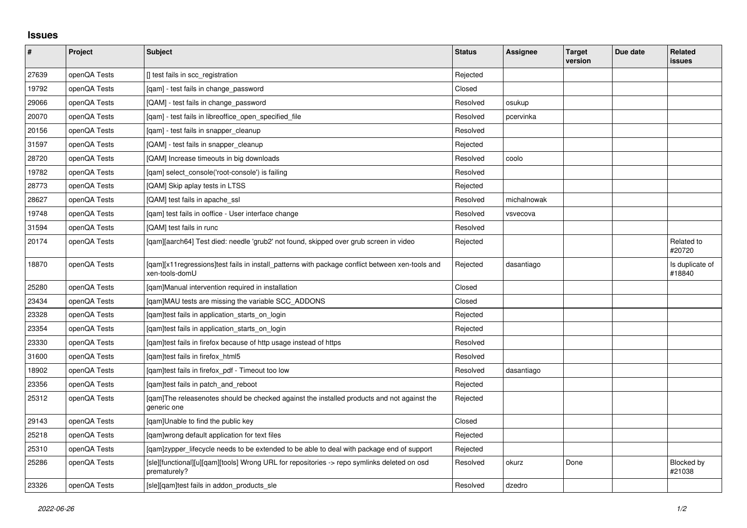## Issues

| # | Project | Subject | Status | Assignee | Target version | Due date | Related issues |
|---|---|---|---|---|---|---|---|
| 27639 | openQA Tests | [] test fails in scc_registration | Rejected | | | | |
| 19792 | openQA Tests | [qam] - test fails in change_password | Closed | | | | |
| 29066 | openQA Tests | [QAM] - test fails in change_password | Resolved | osukup | | | |
| 20070 | openQA Tests | [qam] - test fails in libreoffice_open_specified_file | Resolved | pcervinka | | | |
| 20156 | openQA Tests | [qam] - test fails in snapper_cleanup | Resolved | | | | |
| 31597 | openQA Tests | [QAM] - test fails in snapper_cleanup | Rejected | | | | |
| 28720 | openQA Tests | [QAM] Increase timeouts in big downloads | Resolved | coolo | | | |
| 19782 | openQA Tests | [qam] select_console('root-console') is failing | Resolved | | | | |
| 28773 | openQA Tests | [QAM] Skip aplay tests in LTSS | Rejected | | | | |
| 28627 | openQA Tests | [QAM] test fails in apache_ssl | Resolved | michalnowak | | | |
| 19748 | openQA Tests | [qam] test fails in ooffice - User interface change | Resolved | vsvecova | | | |
| 31594 | openQA Tests | [QAM] test fails in runc | Resolved | | | | |
| 20174 | openQA Tests | [qam][aarch64] Test died: needle 'grub2' not found, skipped over grub screen in video | Rejected | | | | Related to #20720 |
| 18870 | openQA Tests | [qam][x11regressions]test fails in install_patterns with package conflict between xen-tools and xen-tools-domU | Rejected | dasantiago | | | Is duplicate of #18840 |
| 25280 | openQA Tests | [qam]Manual intervention required in installation | Closed | | | | |
| 23434 | openQA Tests | [qam]MAU tests are missing the variable SCC_ADDONS | Closed | | | | |
| 23328 | openQA Tests | [qam]test fails in application_starts_on_login | Rejected | | | | |
| 23354 | openQA Tests | [qam]test fails in application_starts_on_login | Rejected | | | | |
| 23330 | openQA Tests | [qam]test fails in firefox because of http usage instead of https | Resolved | | | | |
| 31600 | openQA Tests | [qam]test fails in firefox_html5 | Resolved | | | | |
| 18902 | openQA Tests | [qam]test fails in firefox_pdf - Timeout too low | Resolved | dasantiago | | | |
| 23356 | openQA Tests | [qam]test fails in patch_and_reboot | Rejected | | | | |
| 25312 | openQA Tests | [qam]The releasenotes should be checked against the installed products and not against the generic one | Rejected | | | | |
| 29143 | openQA Tests | [qam]Unable to find the public key | Closed | | | | |
| 25218 | openQA Tests | [qam]wrong default application for text files | Rejected | | | | |
| 25310 | openQA Tests | [qam]zypper_lifecycle needs to be extended to be able to deal with package end of support | Rejected | | | | |
| 25286 | openQA Tests | [sle][functional][u][qam][tools] Wrong URL for repositories -> repo symlinks deleted on osd prematurely? | Resolved | okurz | Done | | Blocked by #21038 |
| 23326 | openQA Tests | [sle][qam]test fails in addon_products_sle | Resolved | dzedro | | | |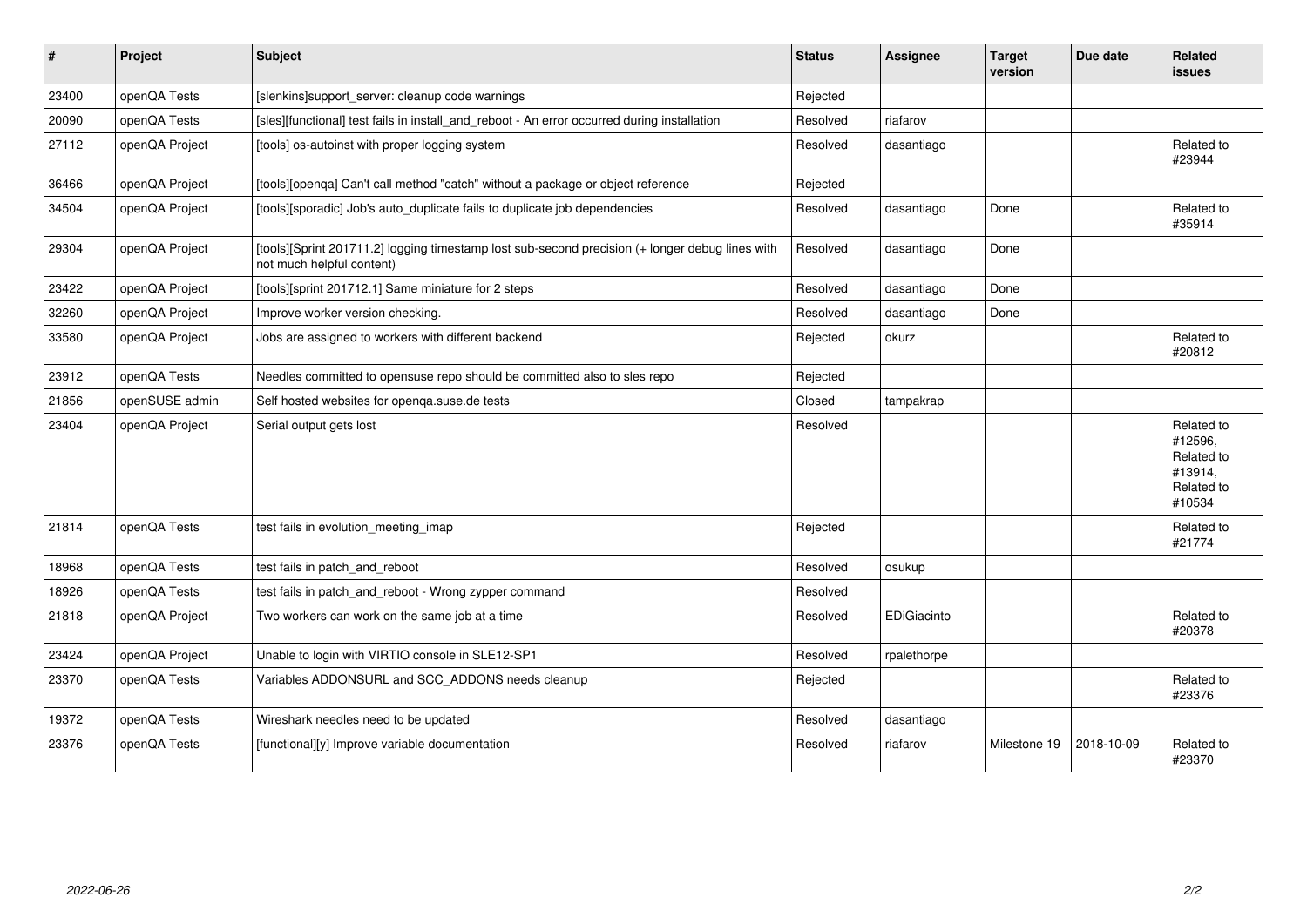| # | Project | Subject | Status | Assignee | Target version | Due date | Related issues |
|---|---|---|---|---|---|---|---|
| 23400 | openQA Tests | [slenkins]support_server: cleanup code warnings | Rejected | | | | |
| 20090 | openQA Tests | [sles][functional] test fails in install_and_reboot - An error occurred during installation | Resolved | riafarov | | | |
| 27112 | openQA Project | [tools] os-autoinst with proper logging system | Resolved | dasantiago | | | Related to #23944 |
| 36466 | openQA Project | [tools][openqa] Can't call method "catch" without a package or object reference | Rejected | | | | |
| 34504 | openQA Project | [tools][sporadic] Job's auto_duplicate fails to duplicate job dependencies | Resolved | dasantiago | Done | | Related to #35914 |
| 29304 | openQA Project | [tools][Sprint 201711.2] logging timestamp lost sub-second precision (+ longer debug lines with not much helpful content) | Resolved | dasantiago | Done | | |
| 23422 | openQA Project | [tools][sprint 201712.1] Same miniature for 2 steps | Resolved | dasantiago | Done | | |
| 32260 | openQA Project | Improve worker version checking. | Resolved | dasantiago | Done | | |
| 33580 | openQA Project | Jobs are assigned to workers with different backend | Rejected | okurz | | | Related to #20812 |
| 23912 | openQA Tests | Needles committed to opensuse repo should be committed also to sles repo | Rejected | | | | |
| 21856 | openSUSE admin | Self hosted websites for openqa.suse.de tests | Closed | tampakrap | | | |
| 23404 | openQA Project | Serial output gets lost | Resolved | | | | Related to #12596, Related to #13914, Related to #10534 |
| 21814 | openQA Tests | test fails in evolution_meeting_imap | Rejected | | | | Related to #21774 |
| 18968 | openQA Tests | test fails in patch_and_reboot | Resolved | osukup | | | |
| 18926 | openQA Tests | test fails in patch_and_reboot - Wrong zypper command | Resolved | | | | |
| 21818 | openQA Project | Two workers can work on the same job at a time | Resolved | EDiGiacinto | | | Related to #20378 |
| 23424 | openQA Project | Unable to login with VIRTIO console in SLE12-SP1 | Resolved | rpalethorpe | | | |
| 23370 | openQA Tests | Variables ADDONSURL and SCC_ADDONS needs cleanup | Rejected | | | | Related to #23376 |
| 19372 | openQA Tests | Wireshark needles need to be updated | Resolved | dasantiago | | | |
| 23376 | openQA Tests | [functional][y] Improve variable documentation | Resolved | riafarov | Milestone 19 | 2018-10-09 | Related to #23370 |